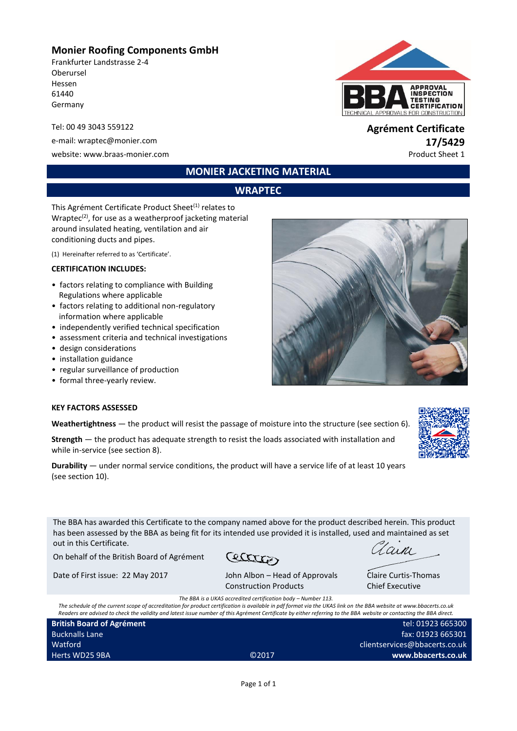**Monier Roofing Components GmbH**
Frankfurter Landstrasse 2-4
Oberursel
Hessen
61440
Germany

Tel: 00 49 3043 559122
e-mail: wraptec@monier.com
website: www.braas-monier.com

**Agrément Certificate**
**17/5429**
Product Sheet 1

# MONIER JACKETING MATERIAL

## WRAPTEC

This Agrément Certificate Product Sheet[1] relates to Wraptec[2], for use as a weatherproof jacketing material around insulated heating, ventilation and air conditioning ducts and pipes.

(1) Hereinafter referred to as 'Certificate'.

**CERTIFICATION INCLUDES:**

- factors relating to compliance with Building Regulations where applicable
- factors relating to additional non-regulatory information where applicable
- independently verified technical specification
- assessment criteria and technical investigations
- design considerations
- installation guidance
- regular surveillance of production
- formal three-yearly review.

**KEY FACTORS ASSESSED**

**Weathertightness** — the product will resist the passage of moisture into the structure (see section 6).

**Strength** — the product has adequate strength to resist the loads associated with installation and while in-service (see section 8).

**Durability** — under normal service conditions, the product will have a service life of at least 10 years (see section 10).

The BBA has awarded this Certificate to the company named above for the product described herein. This product has been assessed by the BBA as being fit for its intended use provided it is installed, used and maintained as set out in this Certificate.

On behalf of the British Board of Agrément

Date of First issue: 22 May 2017

John Albon – Head of Approvals
Construction Products

Claire Curtis-Thomas
Chief Executive

*The BBA is a UKAS accredited certification body – Number 113.*
*The schedule of the current scope of accreditation for product certification is available in pdf format via the UKAS link on the BBA website at www.bbacerts.co.uk*
*Readers are advised to check the validity and latest issue number of this Agrément Certificate by either referring to the BBA website or contacting the BBA direct.*

**British Board of Agrément**
Bucknalls Lane
Watford
Herts WD25 9BA

©2017

tel: 01923 665300
fax: 01923 665301
clientservices@bbacerts.co.uk
**www.bbacerts.co.uk**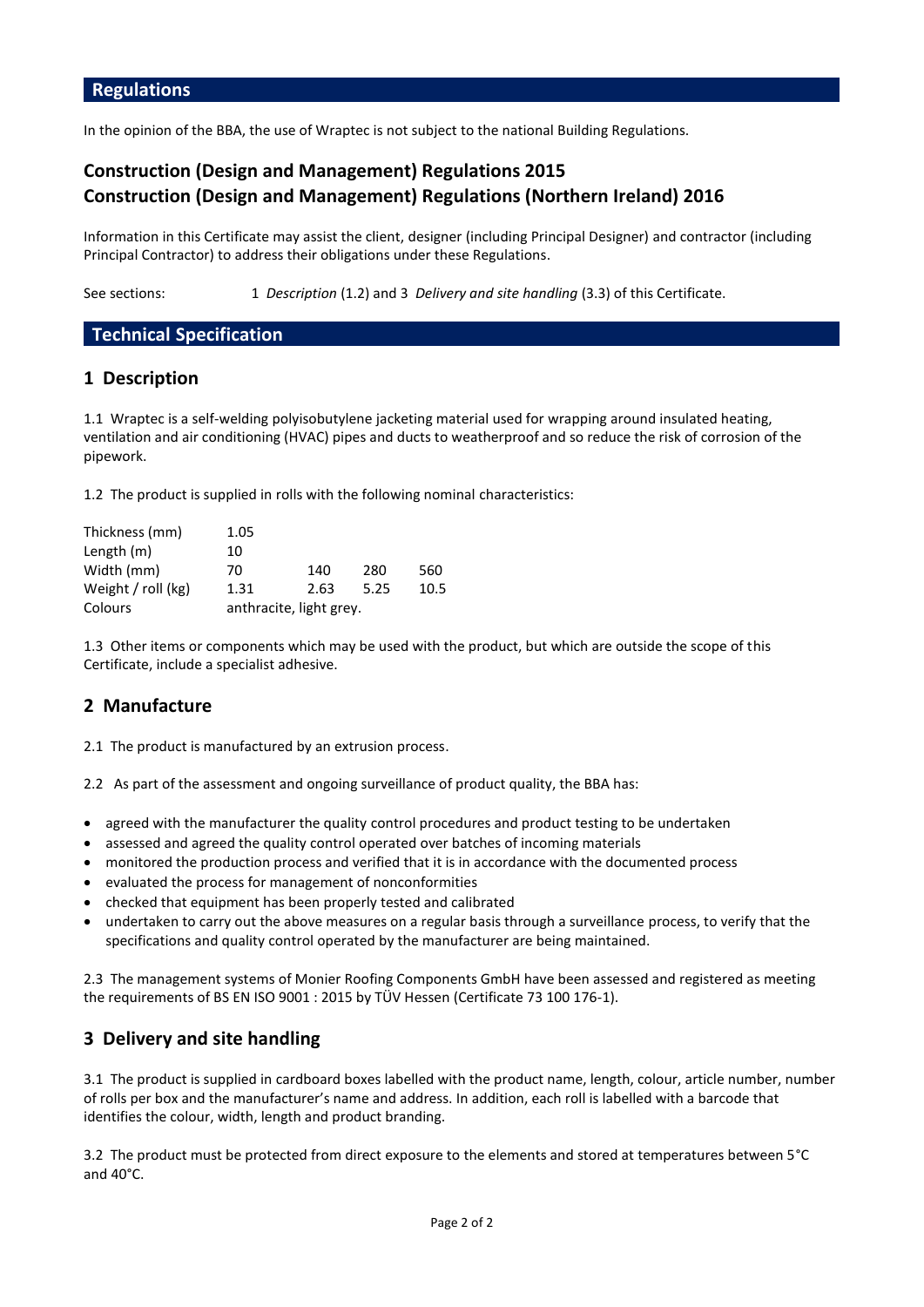## Regulations

In the opinion of the BBA, the use of Wraptec is not subject to the national Building Regulations.

### Construction (Design and Management) Regulations 2015
### Construction (Design and Management) Regulations (Northern Ireland) 2016

Information in this Certificate may assist the client, designer (including Principal Designer) and contractor (including Principal Contractor) to address their obligations under these Regulations.

See sections: 1 *Description* (1.2) and 3 *Delivery and site handling* (3.3) of this Certificate.

## Technical Specification

### 1 Description

1.1 Wraptec is a self-welding polyisobutylene jacketing material used for wrapping around insulated heating, ventilation and air conditioning (HVAC) pipes and ducts to weatherproof and so reduce the risk of corrosion of the pipework.

1.2 The product is supplied in rolls with the following nominal characteristics:

| | | | | |
|---|---|---|---|---|
| Thickness (mm) | 1.05 | | | |
| Length (m) | 10 | | | |
| Width (mm) | 70 | 140 | 280 | 560 |
| Weight / roll (kg) | 1.31 | 2.63 | 5.25 | 10.5 |
| Colours | anthracite, light grey. | | | |

1.3 Other items or components which may be used with the product, but which are outside the scope of this Certificate, include a specialist adhesive.

### 2 Manufacture

2.1 The product is manufactured by an extrusion process.

2.2 As part of the assessment and ongoing surveillance of product quality, the BBA has:

- agreed with the manufacturer the quality control procedures and product testing to be undertaken
- assessed and agreed the quality control operated over batches of incoming materials
- monitored the production process and verified that it is in accordance with the documented process
- evaluated the process for management of nonconformities
- checked that equipment has been properly tested and calibrated
- undertaken to carry out the above measures on a regular basis through a surveillance process, to verify that the specifications and quality control operated by the manufacturer are being maintained.

2.3 The management systems of Monier Roofing Components GmbH have been assessed and registered as meeting the requirements of BS EN ISO 9001 : 2015 by TÜV Hessen (Certificate 73 100 176-1).

### 3 Delivery and site handling

3.1 The product is supplied in cardboard boxes labelled with the product name, length, colour, article number, number of rolls per box and the manufacturer's name and address. In addition, each roll is labelled with a barcode that identifies the colour, width, length and product branding.

3.2 The product must be protected from direct exposure to the elements and stored at temperatures between 5°C and 40°C.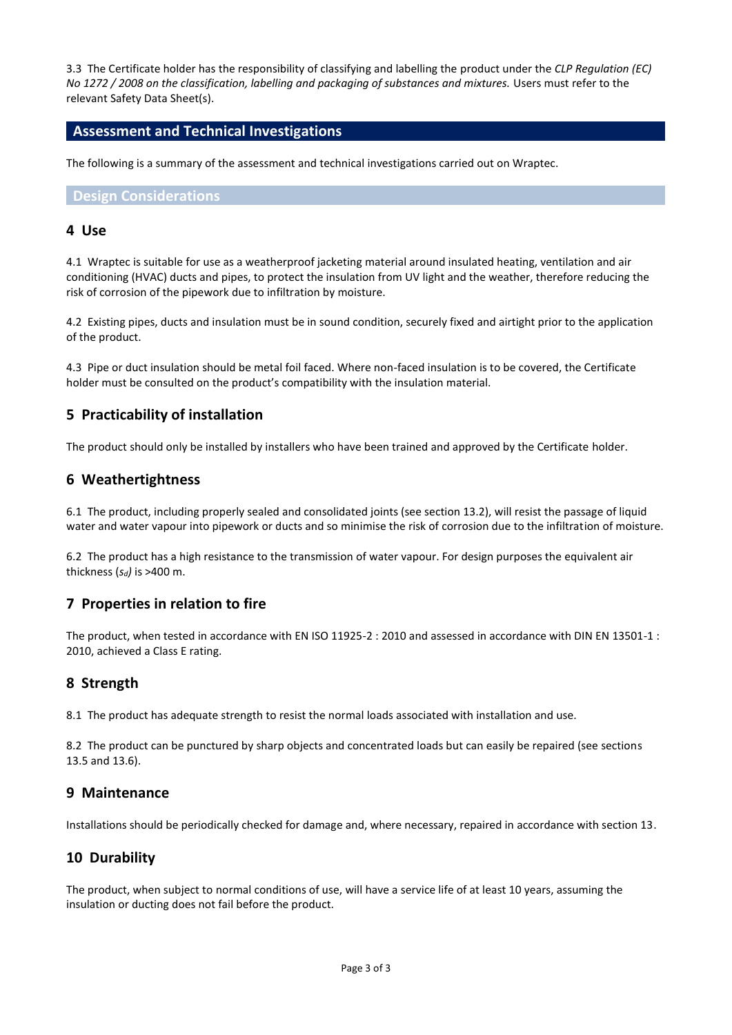3.3 The Certificate holder has the responsibility of classifying and labelling the product under the *CLP Regulation (EC) No 1272 / 2008 on the classification, labelling and packaging of substances and mixtures.* Users must refer to the relevant Safety Data Sheet(s).

## Assessment and Technical Investigations

The following is a summary of the assessment and technical investigations carried out on Wraptec.

### Design Considerations

## 4 Use

4.1 Wraptec is suitable for use as a weatherproof jacketing material around insulated heating, ventilation and air conditioning (HVAC) ducts and pipes, to protect the insulation from UV light and the weather, therefore reducing the risk of corrosion of the pipework due to infiltration by moisture.

4.2 Existing pipes, ducts and insulation must be in sound condition, securely fixed and airtight prior to the application of the product.

4.3 Pipe or duct insulation should be metal foil faced. Where non-faced insulation is to be covered, the Certificate holder must be consulted on the product's compatibility with the insulation material.

## 5 Practicability of installation

The product should only be installed by installers who have been trained and approved by the Certificate holder.

## 6 Weathertightness

6.1 The product, including properly sealed and consolidated joints (see section 13.2), will resist the passage of liquid water and water vapour into pipework or ducts and so minimise the risk of corrosion due to the infiltration of moisture.

6.2 The product has a high resistance to the transmission of water vapour. For design purposes the equivalent air thickness ($s_d$) is >400 m.

## 7 Properties in relation to fire

The product, when tested in accordance with EN ISO 11925-2 : 2010 and assessed in accordance with DIN EN 13501-1 : 2010, achieved a Class E rating.

## 8 Strength

8.1 The product has adequate strength to resist the normal loads associated with installation and use.

8.2 The product can be punctured by sharp objects and concentrated loads but can easily be repaired (see sections 13.5 and 13.6).

## 9 Maintenance

Installations should be periodically checked for damage and, where necessary, repaired in accordance with section 13.

## 10 Durability

The product, when subject to normal conditions of use, will have a service life of at least 10 years, assuming the insulation or ducting does not fail before the product.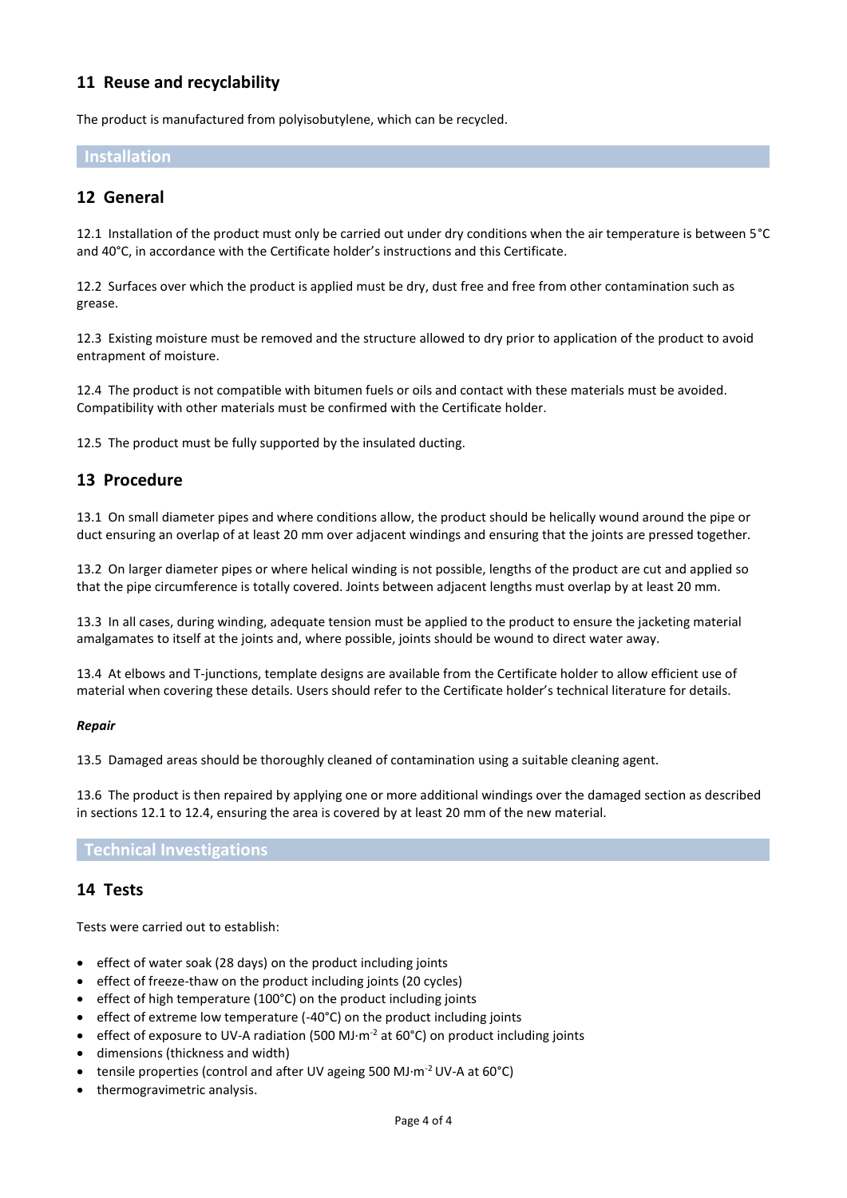## 11 Reuse and recyclability

The product is manufactured from polyisobutylene, which can be recycled.

# Installation

## 12 General

12.1 Installation of the product must only be carried out under dry conditions when the air temperature is between 5°C and 40°C, in accordance with the Certificate holder's instructions and this Certificate.

12.2 Surfaces over which the product is applied must be dry, dust free and free from other contamination such as grease.

12.3 Existing moisture must be removed and the structure allowed to dry prior to application of the product to avoid entrapment of moisture.

12.4 The product is not compatible with bitumen fuels or oils and contact with these materials must be avoided. Compatibility with other materials must be confirmed with the Certificate holder.

12.5 The product must be fully supported by the insulated ducting.

## 13 Procedure

13.1 On small diameter pipes and where conditions allow, the product should be helically wound around the pipe or duct ensuring an overlap of at least 20 mm over adjacent windings and ensuring that the joints are pressed together.

13.2 On larger diameter pipes or where helical winding is not possible, lengths of the product are cut and applied so that the pipe circumference is totally covered. Joints between adjacent lengths must overlap by at least 20 mm.

13.3 In all cases, during winding, adequate tension must be applied to the product to ensure the jacketing material amalgamates to itself at the joints and, where possible, joints should be wound to direct water away.

13.4 At elbows and T-junctions, template designs are available from the Certificate holder to allow efficient use of material when covering these details. Users should refer to the Certificate holder's technical literature for details.

***Repair***

13.5 Damaged areas should be thoroughly cleaned of contamination using a suitable cleaning agent.

13.6 The product is then repaired by applying one or more additional windings over the damaged section as described in sections 12.1 to 12.4, ensuring the area is covered by at least 20 mm of the new material.

# Technical Investigations

## 14 Tests

Tests were carried out to establish:

- effect of water soak (28 days) on the product including joints
- effect of freeze-thaw on the product including joints (20 cycles)
- effect of high temperature (100°C) on the product including joints
- effect of extreme low temperature (-40°C) on the product including joints
- effect of exposure to UV-A radiation (500 MJ·m$^{-2}$ at 60°C) on product including joints
- dimensions (thickness and width)
- tensile properties (control and after UV ageing 500 MJ·m$^{-2}$ UV-A at 60°C)
- thermogravimetric analysis.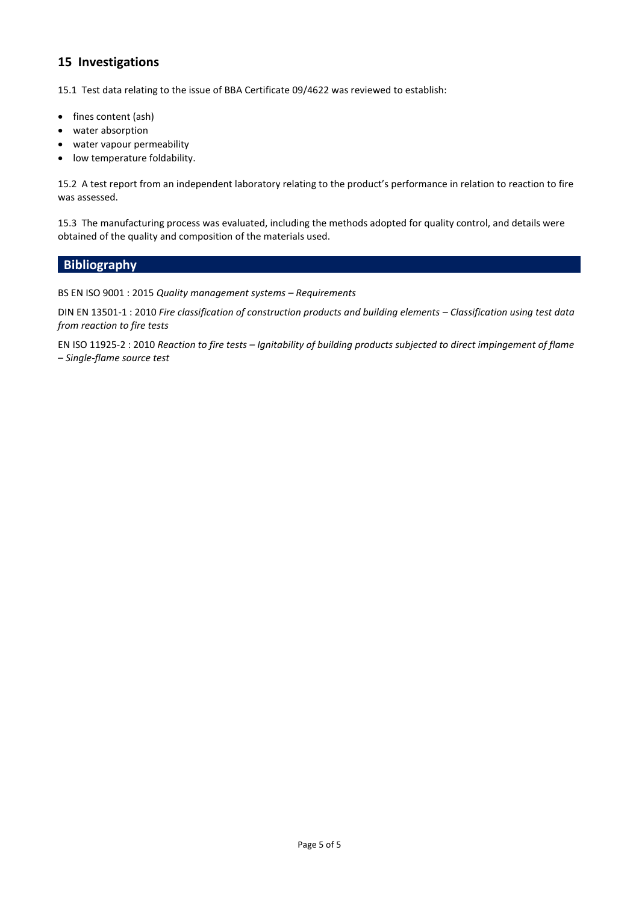## 15 Investigations

15.1 Test data relating to the issue of BBA Certificate 09/4622 was reviewed to establish:

- fines content (ash)
- water absorption
- water vapour permeability
- low temperature foldability.

15.2 A test report from an independent laboratory relating to the product's performance in relation to reaction to fire was assessed.

15.3 The manufacturing process was evaluated, including the methods adopted for quality control, and details were obtained of the quality and composition of the materials used.

## Bibliography

BS EN ISO 9001 : 2015 *Quality management systems – Requirements*

DIN EN 13501-1 : 2010 *Fire classification of construction products and building elements – Classification using test data from reaction to fire tests*

EN ISO 11925-2 : 2010 *Reaction to fire tests – Ignitability of building products subjected to direct impingement of flame – Single-flame source test*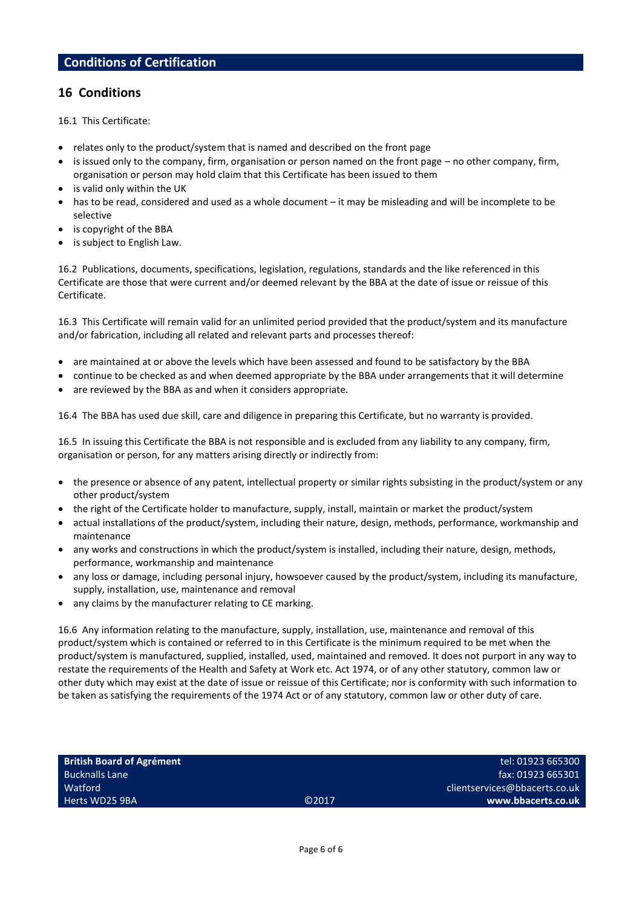# Conditions of Certification

## 16 Conditions

16.1 This Certificate:

- relates only to the product/system that is named and described on the front page
- is issued only to the company, firm, organisation or person named on the front page – no other company, firm, organisation or person may hold claim that this Certificate has been issued to them
- is valid only within the UK
- has to be read, considered and used as a whole document – it may be misleading and will be incomplete to be selective
- is copyright of the BBA
- is subject to English Law.

16.2 Publications, documents, specifications, legislation, regulations, standards and the like referenced in this Certificate are those that were current and/or deemed relevant by the BBA at the date of issue or reissue of this Certificate.

16.3 This Certificate will remain valid for an unlimited period provided that the product/system and its manufacture and/or fabrication, including all related and relevant parts and processes thereof:

- are maintained at or above the levels which have been assessed and found to be satisfactory by the BBA
- continue to be checked as and when deemed appropriate by the BBA under arrangements that it will determine
- are reviewed by the BBA as and when it considers appropriate.

16.4 The BBA has used due skill, care and diligence in preparing this Certificate, but no warranty is provided.

16.5 In issuing this Certificate the BBA is not responsible and is excluded from any liability to any company, firm, organisation or person, for any matters arising directly or indirectly from:

- the presence or absence of any patent, intellectual property or similar rights subsisting in the product/system or any other product/system
- the right of the Certificate holder to manufacture, supply, install, maintain or market the product/system
- actual installations of the product/system, including their nature, design, methods, performance, workmanship and maintenance
- any works and constructions in which the product/system is installed, including their nature, design, methods, performance, workmanship and maintenance
- any loss or damage, including personal injury, howsoever caused by the product/system, including its manufacture, supply, installation, use, maintenance and removal
- any claims by the manufacturer relating to CE marking.

16.6 Any information relating to the manufacture, supply, installation, use, maintenance and removal of this product/system which is contained or referred to in this Certificate is the minimum required to be met when the product/system is manufactured, supplied, installed, used, maintained and removed. It does not purport in any way to restate the requirements of the Health and Safety at Work etc. Act 1974, or of any other statutory, common law or other duty which may exist at the date of issue or reissue of this Certificate; nor is conformity with such information to be taken as satisfying the requirements of the 1974 Act or of any statutory, common law or other duty of care.

**British Board of Agrément**
Bucknalls Lane
Watford
Herts WD25 9BA

©2017

tel: 01923 665300
fax: 01923 665301
clientservices@bbacerts.co.uk
**www.bbacerts.co.uk**